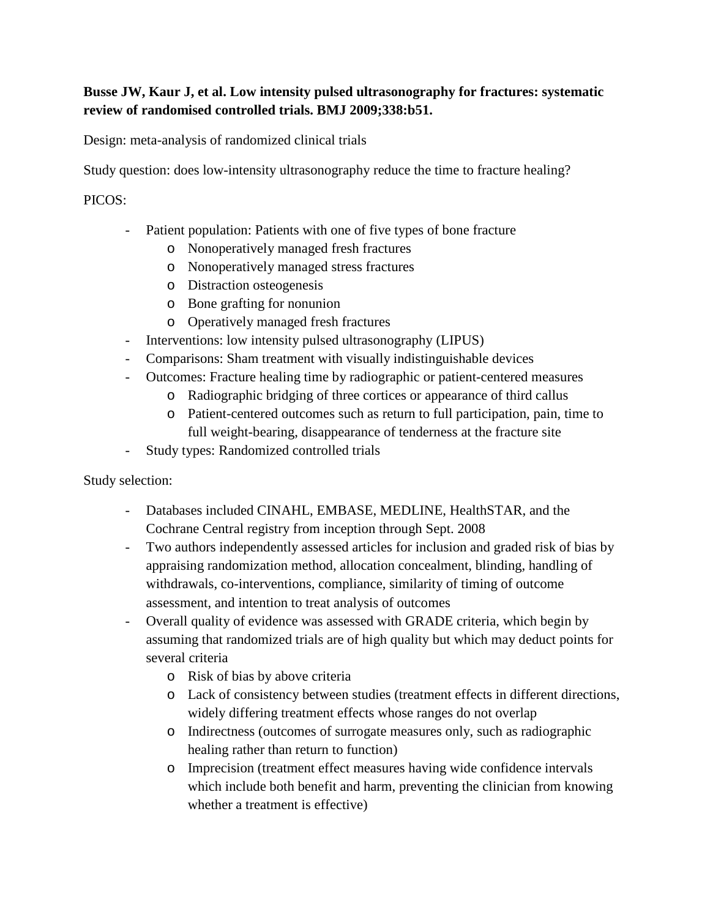**Busse JW, Kaur J, et al. Low intensity pulsed ultrasonography for fractures: systematic review of randomised controlled trials. BMJ 2009;338:b51.**

Design: meta-analysis of randomized clinical trials

Study question: does low-intensity ultrasonography reduce the time to fracture healing?

PICOS:

- Patient population: Patients with one of five types of bone fracture
  - Nonoperatively managed fresh fractures
  - Nonoperatively managed stress fractures
  - Distraction osteogenesis
  - Bone grafting for nonunion
  - Operatively managed fresh fractures
- Interventions: low intensity pulsed ultrasonography (LIPUS)
- Comparisons: Sham treatment with visually indistinguishable devices
- Outcomes: Fracture healing time by radiographic or patient-centered measures
  - Radiographic bridging of three cortices or appearance of third callus
  - Patient-centered outcomes such as return to full participation, pain, time to full weight-bearing, disappearance of tenderness at the fracture site
- Study types: Randomized controlled trials

Study selection:

- Databases included CINAHL, EMBASE, MEDLINE, HealthSTAR, and the Cochrane Central registry from inception through Sept. 2008
- Two authors independently assessed articles for inclusion and graded risk of bias by appraising randomization method, allocation concealment, blinding, handling of withdrawals, co-interventions, compliance, similarity of timing of outcome assessment, and intention to treat analysis of outcomes
- Overall quality of evidence was assessed with GRADE criteria, which begin by assuming that randomized trials are of high quality but which may deduct points for several criteria
  - Risk of bias by above criteria
  - Lack of consistency between studies (treatment effects in different directions, widely differing treatment effects whose ranges do not overlap
  - Indirectness (outcomes of surrogate measures only, such as radiographic healing rather than return to function)
  - Imprecision (treatment effect measures having wide confidence intervals which include both benefit and harm, preventing the clinician from knowing whether a treatment is effective)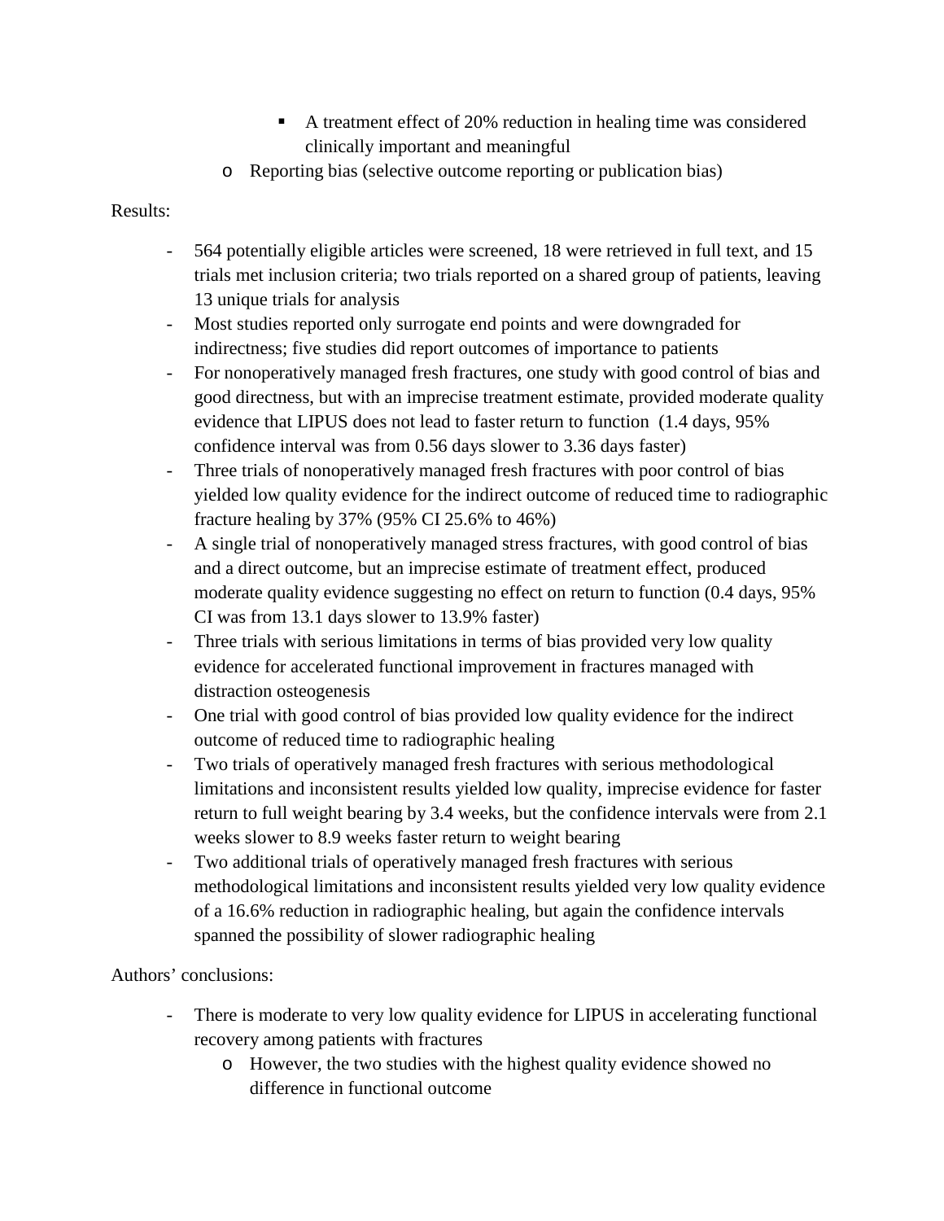- A treatment effect of 20% reduction in healing time was considered clinically important and meaningful
    - Reporting bias (selective outcome reporting or publication bias)

Results:

- 564 potentially eligible articles were screened, 18 were retrieved in full text, and 15 trials met inclusion criteria; two trials reported on a shared group of patients, leaving 13 unique trials for analysis
- Most studies reported only surrogate end points and were downgraded for indirectness; five studies did report outcomes of importance to patients
- For nonoperatively managed fresh fractures, one study with good control of bias and good directness, but with an imprecise treatment estimate, provided moderate quality evidence that LIPUS does not lead to faster return to function (1.4 days, 95% confidence interval was from 0.56 days slower to 3.36 days faster)
- Three trials of nonoperatively managed fresh fractures with poor control of bias yielded low quality evidence for the indirect outcome of reduced time to radiographic fracture healing by 37% (95% CI 25.6% to 46%)
- A single trial of nonoperatively managed stress fractures, with good control of bias and a direct outcome, but an imprecise estimate of treatment effect, produced moderate quality evidence suggesting no effect on return to function (0.4 days, 95% CI was from 13.1 days slower to 13.9% faster)
- Three trials with serious limitations in terms of bias provided very low quality evidence for accelerated functional improvement in fractures managed with distraction osteogenesis
- One trial with good control of bias provided low quality evidence for the indirect outcome of reduced time to radiographic healing
- Two trials of operatively managed fresh fractures with serious methodological limitations and inconsistent results yielded low quality, imprecise evidence for faster return to full weight bearing by 3.4 weeks, but the confidence intervals were from 2.1 weeks slower to 8.9 weeks faster return to weight bearing
- Two additional trials of operatively managed fresh fractures with serious methodological limitations and inconsistent results yielded very low quality evidence of a 16.6% reduction in radiographic healing, but again the confidence intervals spanned the possibility of slower radiographic healing

Authors' conclusions:

- There is moderate to very low quality evidence for LIPUS in accelerating functional recovery among patients with fractures
    - However, the two studies with the highest quality evidence showed no difference in functional outcome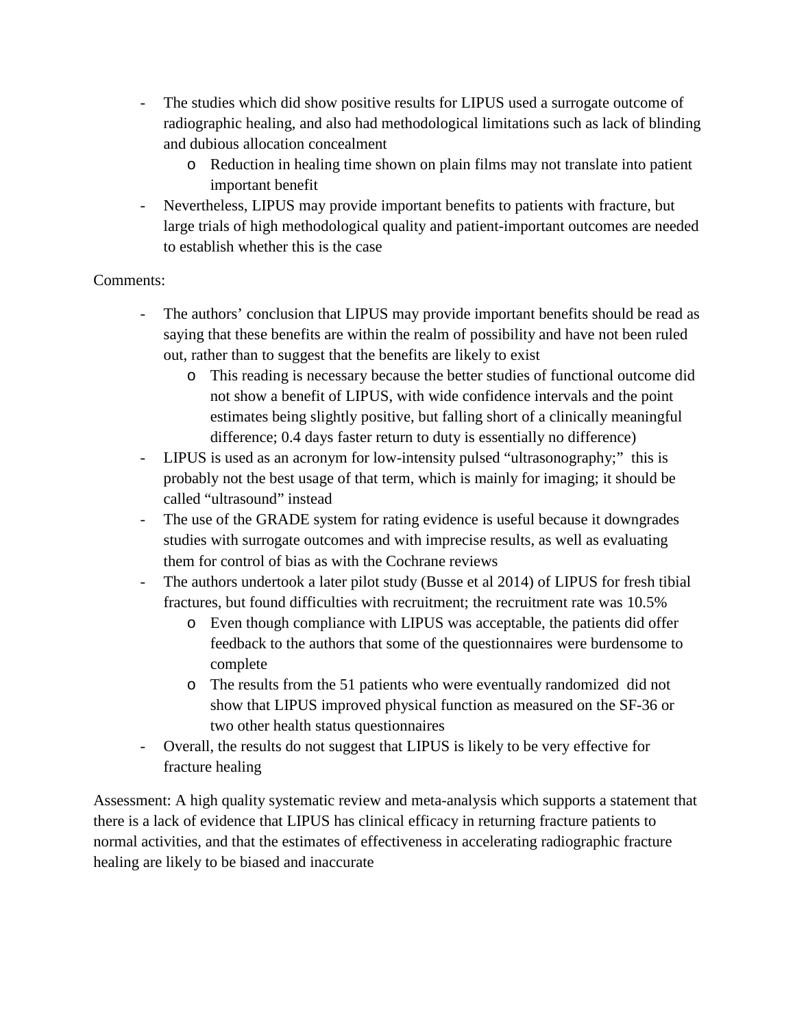- The studies which did show positive results for LIPUS used a surrogate outcome of radiographic healing, and also had methodological limitations such as lack of blinding and dubious allocation concealment
  - Reduction in healing time shown on plain films may not translate into patient important benefit
- Nevertheless, LIPUS may provide important benefits to patients with fracture, but large trials of high methodological quality and patient-important outcomes are needed to establish whether this is the case

Comments:

- The authors' conclusion that LIPUS may provide important benefits should be read as saying that these benefits are within the realm of possibility and have not been ruled out, rather than to suggest that the benefits are likely to exist
  - This reading is necessary because the better studies of functional outcome did not show a benefit of LIPUS, with wide confidence intervals and the point estimates being slightly positive, but falling short of a clinically meaningful difference; 0.4 days faster return to duty is essentially no difference)
- LIPUS is used as an acronym for low-intensity pulsed "ultrasonography;" this is probably not the best usage of that term, which is mainly for imaging; it should be called "ultrasound" instead
- The use of the GRADE system for rating evidence is useful because it downgrades studies with surrogate outcomes and with imprecise results, as well as evaluating them for control of bias as with the Cochrane reviews
- The authors undertook a later pilot study (Busse et al 2014) of LIPUS for fresh tibial fractures, but found difficulties with recruitment; the recruitment rate was 10.5%
  - Even though compliance with LIPUS was acceptable, the patients did offer feedback to the authors that some of the questionnaires were burdensome to complete
  - The results from the 51 patients who were eventually randomized did not show that LIPUS improved physical function as measured on the SF-36 or two other health status questionnaires
- Overall, the results do not suggest that LIPUS is likely to be very effective for fracture healing

Assessment: A high quality systematic review and meta-analysis which supports a statement that there is a lack of evidence that LIPUS has clinical efficacy in returning fracture patients to normal activities, and that the estimates of effectiveness in accelerating radiographic fracture healing are likely to be biased and inaccurate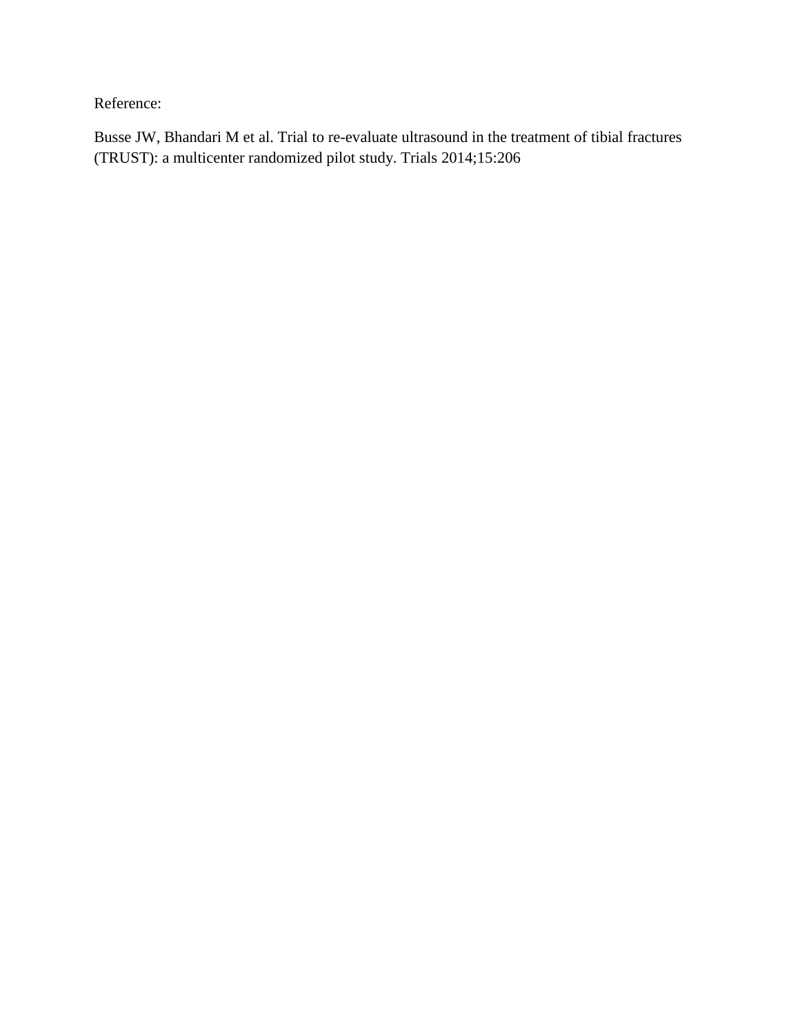Reference:

Busse JW, Bhandari M et al. Trial to re-evaluate ultrasound in the treatment of tibial fractures (TRUST): a multicenter randomized pilot study. Trials 2014;15:206